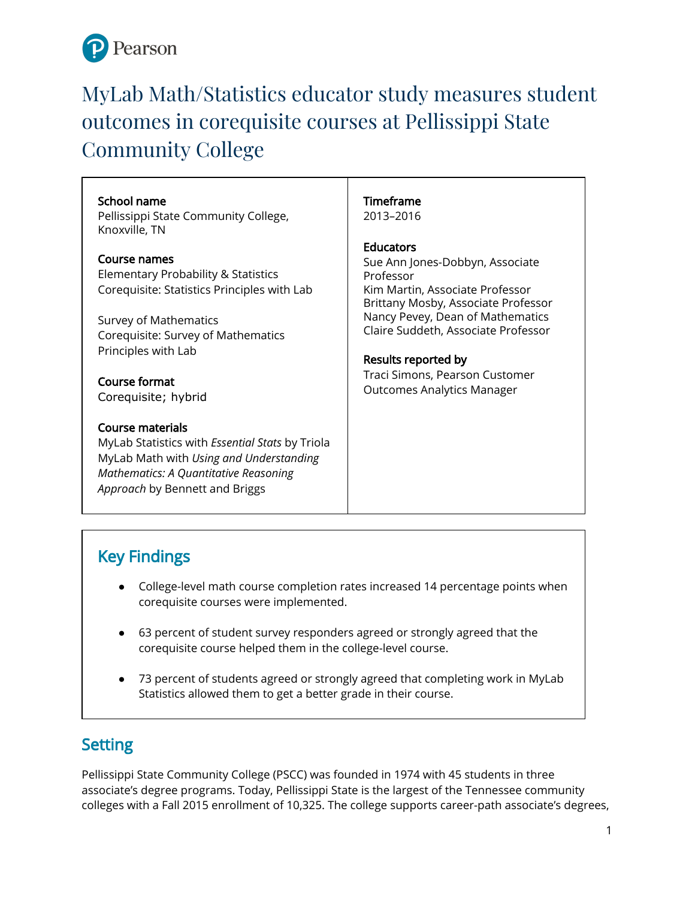Pearson

# MyLab Math/Statistics educator study measures student outcomes in corequisite courses at Pellissippi State Community College

**School name**
Pellissippi State Community College, Knoxville, TN

**Course names**
Elementary Probability & Statistics
Corequisite: Statistics Principles with Lab

Survey of Mathematics
Corequisite: Survey of Mathematics Principles with Lab

**Course format**
Corequisite; hybrid

**Course materials**
MyLab Statistics with *Essential Stats* by Triola
MyLab Math with *Using and Understanding Mathematics: A Quantitative Reasoning Approach* by Bennett and Briggs

**Timeframe**
2013–2016

**Educators**
Sue Ann Jones-Dobbyn, Associate Professor
Kim Martin, Associate Professor
Brittany Mosby, Associate Professor
Nancy Pevey, Dean of Mathematics
Claire Suddeth, Associate Professor

**Results reported by**
Traci Simons, Pearson Customer Outcomes Analytics Manager

## Key Findings

- College-level math course completion rates increased 14 percentage points when corequisite courses were implemented.
- 63 percent of student survey responders agreed or strongly agreed that the corequisite course helped them in the college-level course.
- 73 percent of students agreed or strongly agreed that completing work in MyLab Statistics allowed them to get a better grade in their course.

## Setting

Pellissippi State Community College (PSCC) was founded in 1974 with 45 students in three associate's degree programs. Today, Pellissippi State is the largest of the Tennessee community colleges with a Fall 2015 enrollment of 10,325. The college supports career-path associate's degrees,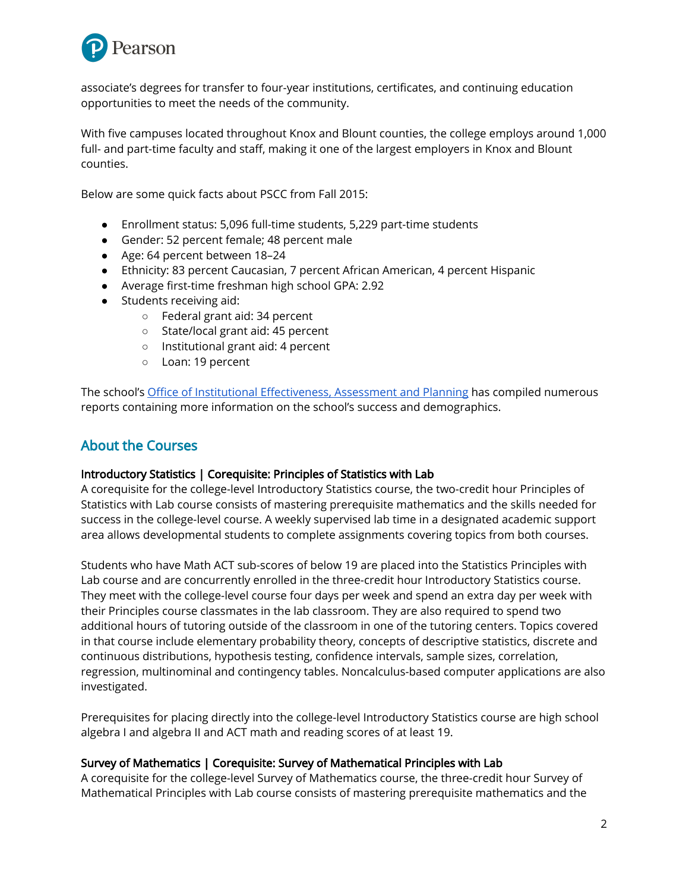associate's degrees for transfer to four-year institutions, certificates, and continuing education opportunities to meet the needs of the community.

With five campuses located throughout Knox and Blount counties, the college employs around 1,000 full- and part-time faculty and staff, making it one of the largest employers in Knox and Blount counties.

Below are some quick facts about PSCC from Fall 2015:

- Enrollment status: 5,096 full-time students, 5,229 part-time students
- Gender: 52 percent female; 48 percent male
- Age: 64 percent between 18–24
- Ethnicity: 83 percent Caucasian, 7 percent African American, 4 percent Hispanic
- Average first-time freshman high school GPA: 2.92
- Students receiving aid:
  - Federal grant aid: 34 percent
  - State/local grant aid: 45 percent
  - Institutional grant aid: 4 percent
  - Loan: 19 percent

The school's Office of Institutional Effectiveness, Assessment and Planning has compiled numerous reports containing more information on the school's success and demographics.

## About the Courses

### Introductory Statistics | Corequisite: Principles of Statistics with Lab

A corequisite for the college-level Introductory Statistics course, the two-credit hour Principles of Statistics with Lab course consists of mastering prerequisite mathematics and the skills needed for success in the college-level course. A weekly supervised lab time in a designated academic support area allows developmental students to complete assignments covering topics from both courses.

Students who have Math ACT sub-scores of below 19 are placed into the Statistics Principles with Lab course and are concurrently enrolled in the three-credit hour Introductory Statistics course. They meet with the college-level course four days per week and spend an extra day per week with their Principles course classmates in the lab classroom. They are also required to spend two additional hours of tutoring outside of the classroom in one of the tutoring centers. Topics covered in that course include elementary probability theory, concepts of descriptive statistics, discrete and continuous distributions, hypothesis testing, confidence intervals, sample sizes, correlation, regression, multinominal and contingency tables. Noncalculus-based computer applications are also investigated.

Prerequisites for placing directly into the college-level Introductory Statistics course are high school algebra I and algebra II and ACT math and reading scores of at least 19.

### Survey of Mathematics | Corequisite: Survey of Mathematical Principles with Lab

A corequisite for the college-level Survey of Mathematics course, the three-credit hour Survey of Mathematical Principles with Lab course consists of mastering prerequisite mathematics and the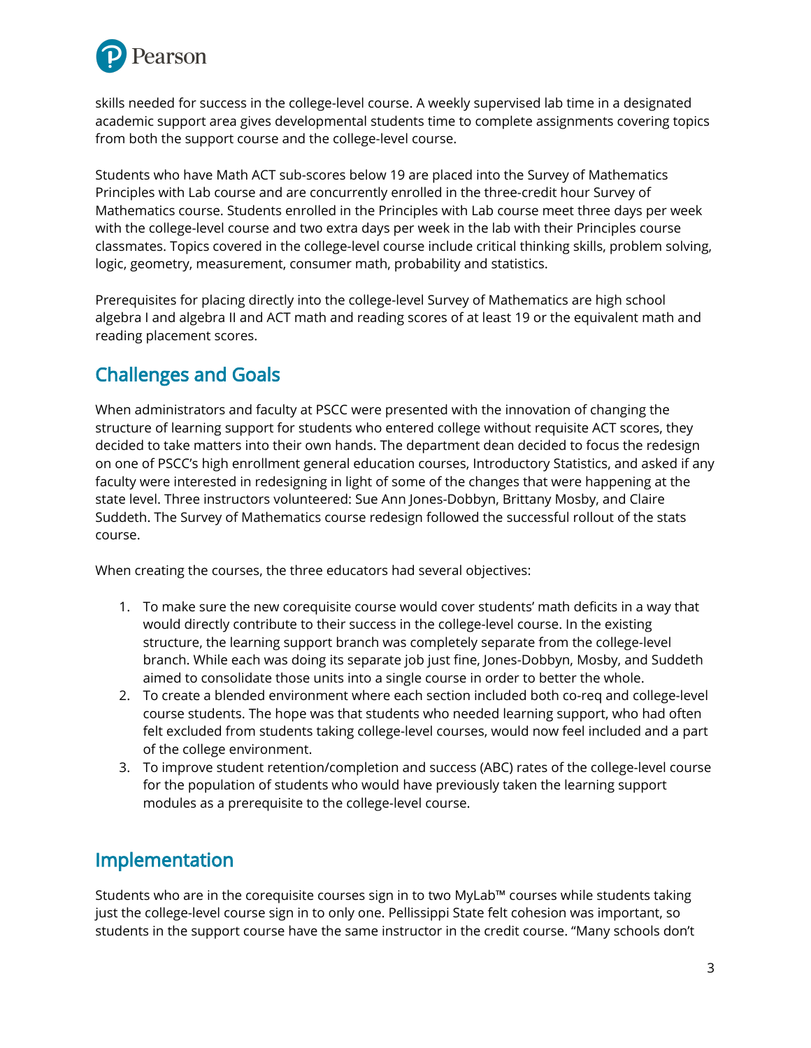skills needed for success in the college-level course. A weekly supervised lab time in a designated academic support area gives developmental students time to complete assignments covering topics from both the support course and the college-level course.

Students who have Math ACT sub-scores below 19 are placed into the Survey of Mathematics Principles with Lab course and are concurrently enrolled in the three-credit hour Survey of Mathematics course. Students enrolled in the Principles with Lab course meet three days per week with the college-level course and two extra days per week in the lab with their Principles course classmates. Topics covered in the college-level course include critical thinking skills, problem solving, logic, geometry, measurement, consumer math, probability and statistics.

Prerequisites for placing directly into the college-level Survey of Mathematics are high school algebra I and algebra II and ACT math and reading scores of at least 19 or the equivalent math and reading placement scores.

## Challenges and Goals

When administrators and faculty at PSCC were presented with the innovation of changing the structure of learning support for students who entered college without requisite ACT scores, they decided to take matters into their own hands. The department dean decided to focus the redesign on one of PSCC's high enrollment general education courses, Introductory Statistics, and asked if any faculty were interested in redesigning in light of some of the changes that were happening at the state level. Three instructors volunteered: Sue Ann Jones-Dobbyn, Brittany Mosby, and Claire Suddeth. The Survey of Mathematics course redesign followed the successful rollout of the stats course.

When creating the courses, the three educators had several objectives:

1. To make sure the new corequisite course would cover students' math deficits in a way that would directly contribute to their success in the college-level course. In the existing structure, the learning support branch was completely separate from the college-level branch. While each was doing its separate job just fine, Jones-Dobbyn, Mosby, and Suddeth aimed to consolidate those units into a single course in order to better the whole.
2. To create a blended environment where each section included both co-req and college-level course students. The hope was that students who needed learning support, who had often felt excluded from students taking college-level courses, would now feel included and a part of the college environment.
3. To improve student retention/completion and success (ABC) rates of the college-level course for the population of students who would have previously taken the learning support modules as a prerequisite to the college-level course.

## Implementation

Students who are in the corequisite courses sign in to two MyLab™ courses while students taking just the college-level course sign in to only one. Pellissippi State felt cohesion was important, so students in the support course have the same instructor in the credit course. "Many schools don't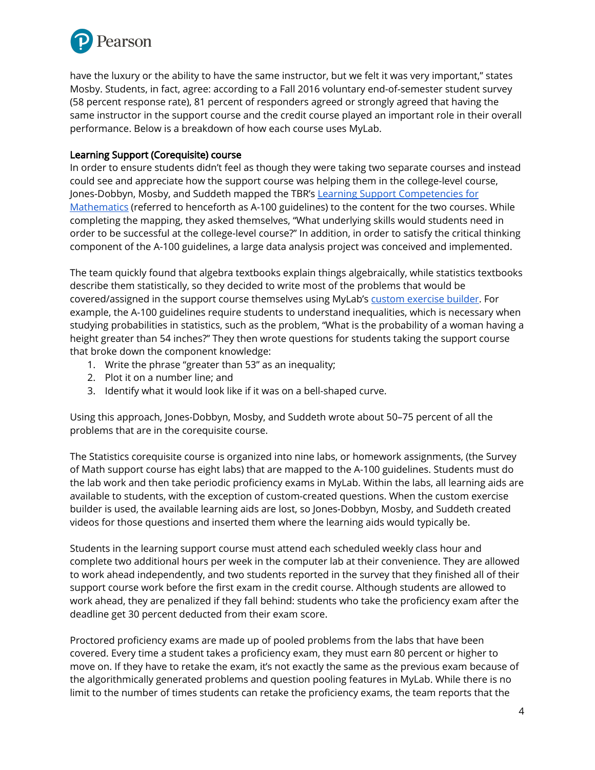have the luxury or the ability to have the same instructor, but we felt it was very important," states Mosby. Students, in fact, agree: according to a Fall 2016 voluntary end-of-semester student survey (58 percent response rate), 81 percent of responders agreed or strongly agreed that having the same instructor in the support course and the credit course played an important role in their overall performance. Below is a breakdown of how each course uses MyLab.

**Learning Support (Corequisite) course**

In order to ensure students didn't feel as though they were taking two separate courses and instead could see and appreciate how the support course was helping them in the college-level course, Jones-Dobbyn, Mosby, and Suddeth mapped the TBR's [Learning Support Competencies for Mathematics] (referred to henceforth as A-100 guidelines) to the content for the two courses. While completing the mapping, they asked themselves, "What underlying skills would students need in order to be successful at the college-level course?" In addition, in order to satisfy the critical thinking component of the A-100 guidelines, a large data analysis project was conceived and implemented.

The team quickly found that algebra textbooks explain things algebraically, while statistics textbooks describe them statistically, so they decided to write most of the problems that would be covered/assigned in the support course themselves using MyLab's [custom exercise builder]. For example, the A-100 guidelines require students to understand inequalities, which is necessary when studying probabilities in statistics, such as the problem, "What is the probability of a woman having a height greater than 54 inches?" They then wrote questions for students taking the support course that broke down the component knowledge:

1. Write the phrase "greater than 53" as an inequality;
2. Plot it on a number line; and
3. Identify what it would look like if it was on a bell-shaped curve.

Using this approach, Jones-Dobbyn, Mosby, and Suddeth wrote about 50–75 percent of all the problems that are in the corequisite course.

The Statistics corequisite course is organized into nine labs, or homework assignments, (the Survey of Math support course has eight labs) that are mapped to the A-100 guidelines. Students must do the lab work and then take periodic proficiency exams in MyLab. Within the labs, all learning aids are available to students, with the exception of custom-created questions. When the custom exercise builder is used, the available learning aids are lost, so Jones-Dobbyn, Mosby, and Suddeth created videos for those questions and inserted them where the learning aids would typically be.

Students in the learning support course must attend each scheduled weekly class hour and complete two additional hours per week in the computer lab at their convenience. They are allowed to work ahead independently, and two students reported in the survey that they finished all of their support course work before the first exam in the credit course. Although students are allowed to work ahead, they are penalized if they fall behind: students who take the proficiency exam after the deadline get 30 percent deducted from their exam score.

Proctored proficiency exams are made up of pooled problems from the labs that have been covered. Every time a student takes a proficiency exam, they must earn 80 percent or higher to move on. If they have to retake the exam, it's not exactly the same as the previous exam because of the algorithmically generated problems and question pooling features in MyLab. While there is no limit to the number of times students can retake the proficiency exams, the team reports that the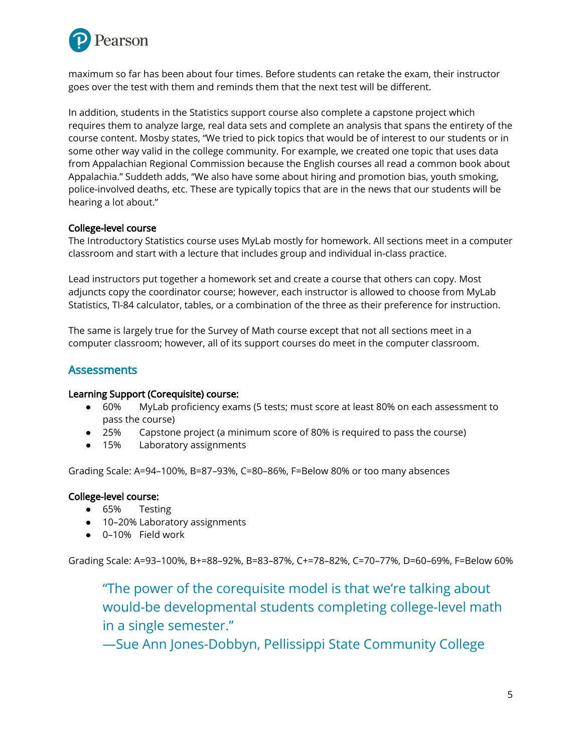maximum so far has been about four times. Before students can retake the exam, their instructor goes over the test with them and reminds them that the next test will be different.

In addition, students in the Statistics support course also complete a capstone project which requires them to analyze large, real data sets and complete an analysis that spans the entirety of the course content. Mosby states, “We tried to pick topics that would be of interest to our students or in some other way valid in the college community. For example, we created one topic that uses data from Appalachian Regional Commission because the English courses all read a common book about Appalachia.” Suddeth adds, “We also have some about hiring and promotion bias, youth smoking, police-involved deaths, etc. These are typically topics that are in the news that our students will be hearing a lot about.”

**College-level course**

The Introductory Statistics course uses MyLab mostly for homework. All sections meet in a computer classroom and start with a lecture that includes group and individual in-class practice.

Lead instructors put together a homework set and create a course that others can copy. Most adjuncts copy the coordinator course; however, each instructor is allowed to choose from MyLab Statistics, TI-84 calculator, tables, or a combination of the three as their preference for instruction.

The same is largely true for the Survey of Math course except that not all sections meet in a computer classroom; however, all of its support courses do meet in the computer classroom.

## Assessments

**Learning Support (Corequisite) course:**

- 60% MyLab proficiency exams (5 tests; must score at least 80% on each assessment to pass the course)
- 25% Capstone project (a minimum score of 80% is required to pass the course)
- 15% Laboratory assignments

Grading Scale: A=94–100%, B=87–93%, C=80–86%, F=Below 80% or too many absences

**College-level course:**

- 65% Testing
- 10–20% Laboratory assignments
- 0–10% Field work

Grading Scale: A=93–100%, B+=88–92%, B=83–87%, C+=78–82%, C=70–77%, D=60–69%, F=Below 60%

> “The power of the corequisite model is that we’re talking about would-be developmental students completing college-level math in a single semester.”
> —Sue Ann Jones-Dobbyn, Pellissippi State Community College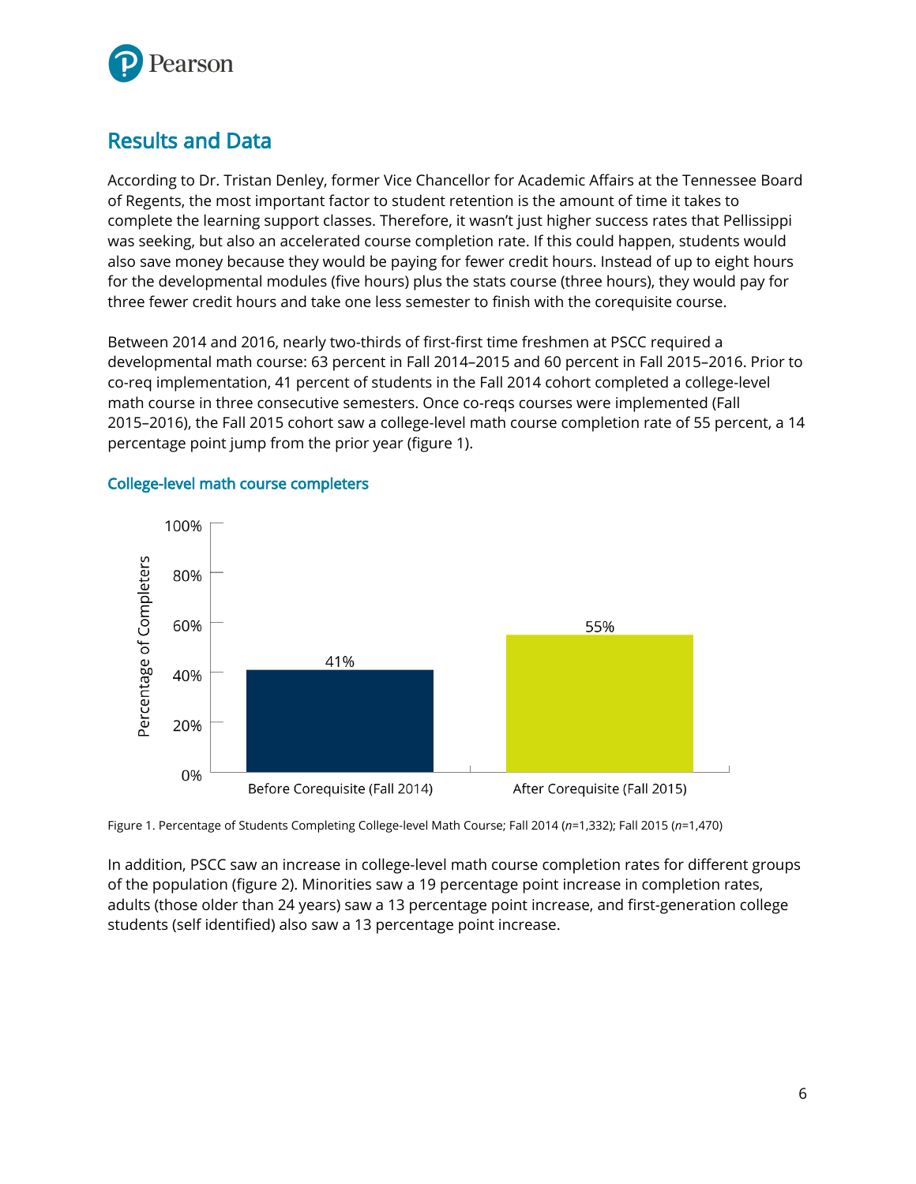## Results and Data

According to Dr. Tristan Denley, former Vice Chancellor for Academic Affairs at the Tennessee Board of Regents, the most important factor to student retention is the amount of time it takes to complete the learning support classes. Therefore, it wasn't just higher success rates that Pellissippi was seeking, but also an accelerated course completion rate. If this could happen, students would also save money because they would be paying for fewer credit hours. Instead of up to eight hours for the developmental modules (five hours) plus the stats course (three hours), they would pay for three fewer credit hours and take one less semester to finish with the corequisite course.

Between 2014 and 2016, nearly two-thirds of first-first time freshmen at PSCC required a developmental math course: 63 percent in Fall 2014–2015 and 60 percent in Fall 2015–2016. Prior to co-req implementation, 41 percent of students in the Fall 2014 cohort completed a college-level math course in three consecutive semesters. Once co-reqs courses were implemented (Fall 2015–2016), the Fall 2015 cohort saw a college-level math course completion rate of 55 percent, a 14 percentage point jump from the prior year (figure 1).

### College-level math course completers

| | Percentage of Completers |
|---|---|
| Before Corequisite (Fall 2014) | 41% |
| After Corequisite (Fall 2015) | 55% |

Figure 1. Percentage of Students Completing College-level Math Course; Fall 2014 (*n*=1,332); Fall 2015 (*n*=1,470)

In addition, PSCC saw an increase in college-level math course completion rates for different groups of the population (figure 2). Minorities saw a 19 percentage point increase in completion rates, adults (those older than 24 years) saw a 13 percentage point increase, and first-generation college students (self identified) also saw a 13 percentage point increase.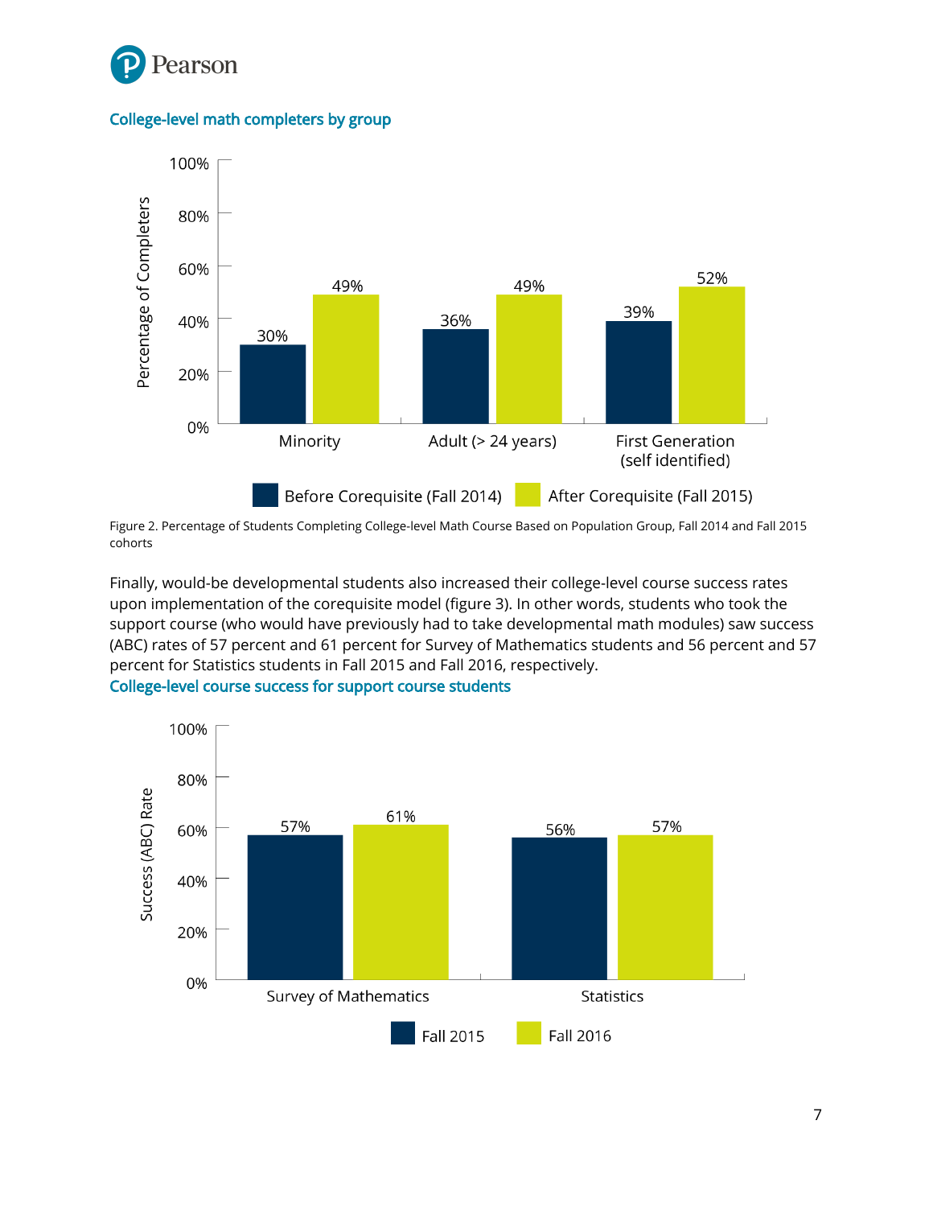**College-level math completers by group**

| | Before Corequisite (Fall 2014) | After Corequisite (Fall 2015) |
|---|---|---|
| Minority | 30% | 49% |
| Adult (> 24 years) | 36% | 49% |
| First Generation (self identified) | 39% | 52% |

Figure 2. Percentage of Students Completing College-level Math Course Based on Population Group, Fall 2014 and Fall 2015 cohorts

Finally, would-be developmental students also increased their college-level course success rates upon implementation of the corequisite model (figure 3). In other words, students who took the support course (who would have previously had to take developmental math modules) saw success (ABC) rates of 57 percent and 61 percent for Survey of Mathematics students and 56 percent and 57 percent for Statistics students in Fall 2015 and Fall 2016, respectively.

**College-level course success for support course students**

| | Fall 2015 | Fall 2016 |
|---|---|---|
| Survey of Mathematics | 57% | 61% |
| Statistics | 56% | 57% |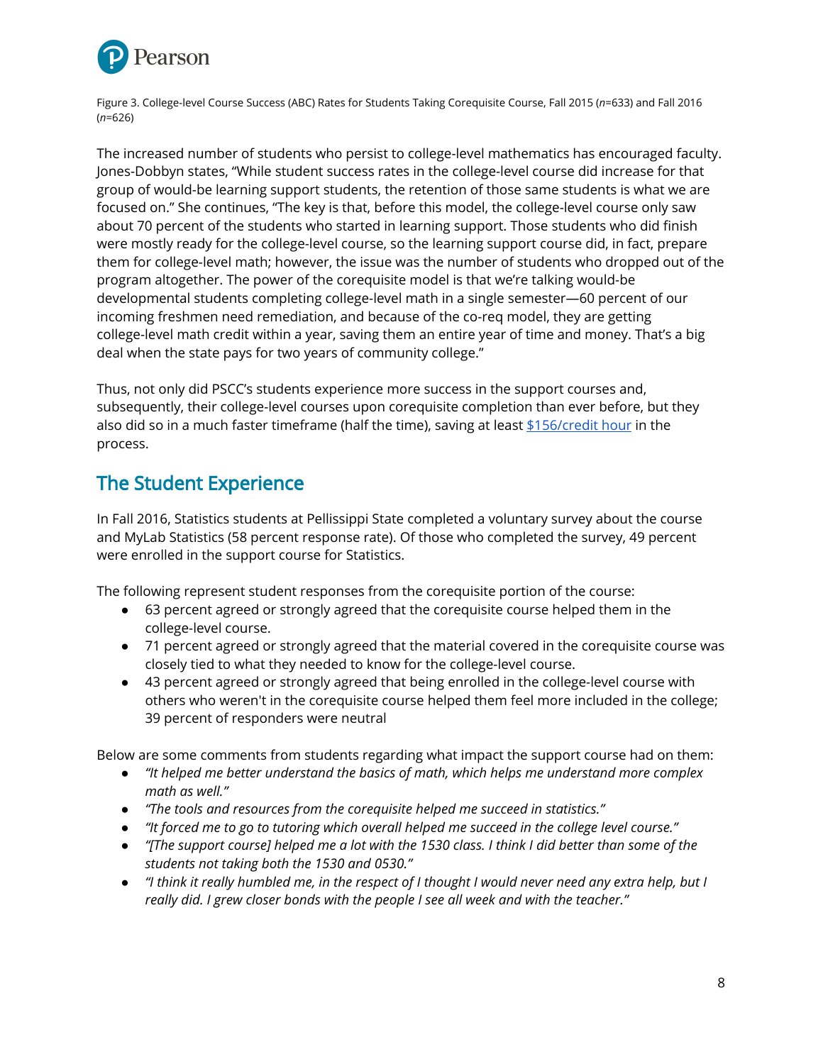Figure 3. College-level Course Success (ABC) Rates for Students Taking Corequisite Course, Fall 2015 (*n*=633) and Fall 2016 (*n*=626)

The increased number of students who persist to college-level mathematics has encouraged faculty. Jones-Dobbyn states, "While student success rates in the college-level course did increase for that group of would-be learning support students, the retention of those same students is what we are focused on." She continues, "The key is that, before this model, the college-level course only saw about 70 percent of the students who started in learning support. Those students who did finish were mostly ready for the college-level course, so the learning support course did, in fact, prepare them for college-level math; however, the issue was the number of students who dropped out of the program altogether. The power of the corequisite model is that we're talking would-be developmental students completing college-level math in a single semester—60 percent of our incoming freshmen need remediation, and because of the co-req model, they are getting college-level math credit within a year, saving them an entire year of time and money. That's a big deal when the state pays for two years of community college."

Thus, not only did PSCC's students experience more success in the support courses and, subsequently, their college-level courses upon corequisite completion than ever before, but they also did so in a much faster timeframe (half the time), saving at least [$156/credit hour]() in the process.

## The Student Experience

In Fall 2016, Statistics students at Pellissippi State completed a voluntary survey about the course and MyLab Statistics (58 percent response rate). Of those who completed the survey, 49 percent were enrolled in the support course for Statistics.

The following represent student responses from the corequisite portion of the course:

- 63 percent agreed or strongly agreed that the corequisite course helped them in the college-level course.
- 71 percent agreed or strongly agreed that the material covered in the corequisite course was closely tied to what they needed to know for the college-level course.
- 43 percent agreed or strongly agreed that being enrolled in the college-level course with others who weren't in the corequisite course helped them feel more included in the college; 39 percent of responders were neutral

Below are some comments from students regarding what impact the support course had on them:

- *"It helped me better understand the basics of math, which helps me understand more complex math as well."*
- *"The tools and resources from the corequisite helped me succeed in statistics."*
- *"It forced me to go to tutoring which overall helped me succeed in the college level course."*
- *"[The support course] helped me a lot with the 1530 class. I think I did better than some of the students not taking both the 1530 and 0530."*
- *"I think it really humbled me, in the respect of I thought I would never need any extra help, but I really did. I grew closer bonds with the people I see all week and with the teacher."*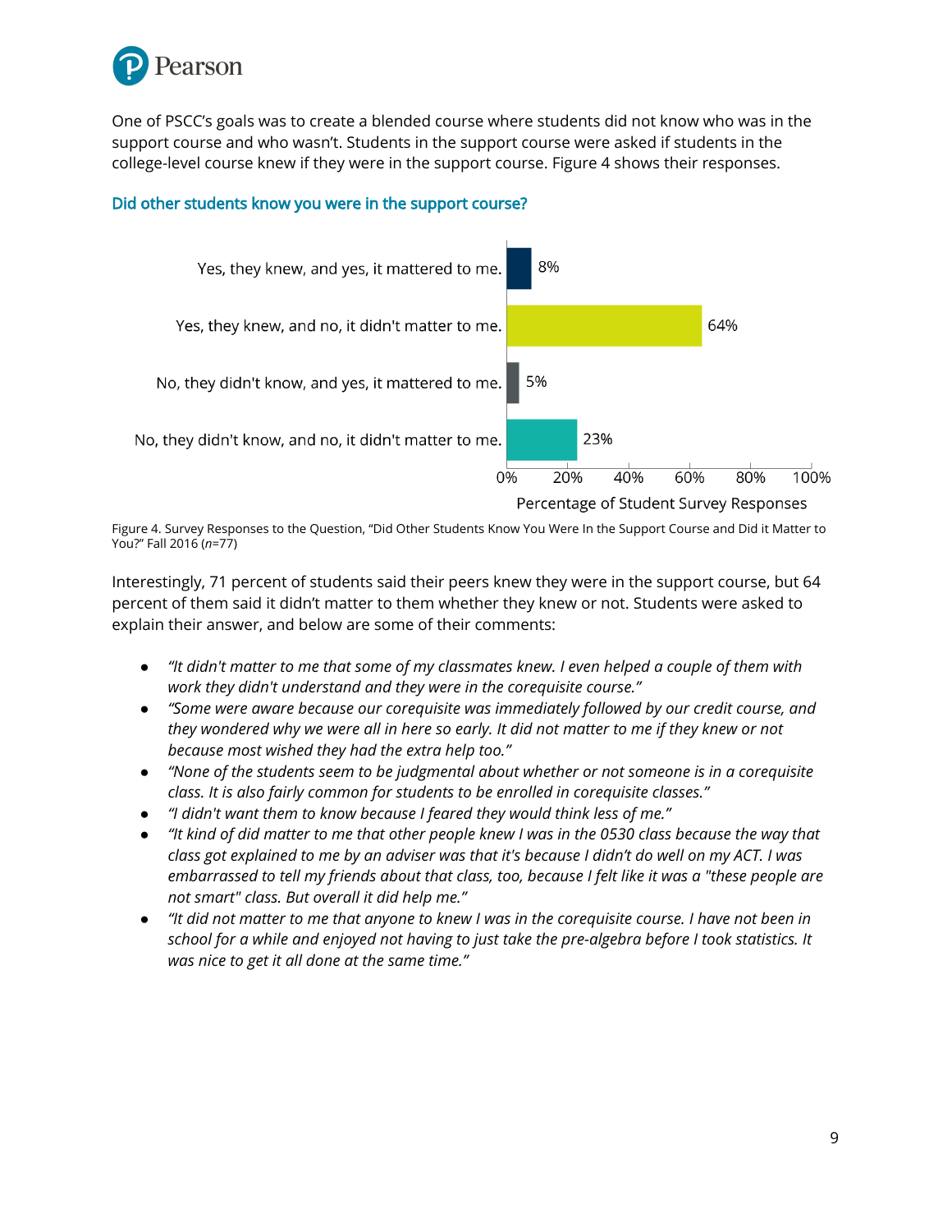One of PSCC's goals was to create a blended course where students did not know who was in the support course and who wasn't. Students in the support course were asked if students in the college-level course knew if they were in the support course. Figure 4 shows their responses.

### Did other students know you were in the support course?

| Response | Percentage of Student Survey Responses |
|---|---|
| Yes, they knew, and yes, it mattered to me. | 8% |
| Yes, they knew, and no, it didn't matter to me. | 64% |
| No, they didn't know, and yes, it mattered to me. | 5% |
| No, they didn't know, and no, it didn't matter to me. | 23% |

Figure 4. Survey Responses to the Question, "Did Other Students Know You Were In the Support Course and Did it Matter to You?" Fall 2016 (*n*=77)

Interestingly, 71 percent of students said their peers knew they were in the support course, but 64 percent of them said it didn't matter to them whether they knew or not. Students were asked to explain their answer, and below are some of their comments:

- *"It didn't matter to me that some of my classmates knew. I even helped a couple of them with work they didn't understand and they were in the corequisite course."*
- *"Some were aware because our corequisite was immediately followed by our credit course, and they wondered why we were all in here so early. It did not matter to me if they knew or not because most wished they had the extra help too."*
- *"None of the students seem to be judgmental about whether or not someone is in a corequisite class. It is also fairly common for students to be enrolled in corequisite classes."*
- *"I didn't want them to know because I feared they would think less of me."*
- *"It kind of did matter to me that other people knew I was in the 0530 class because the way that class got explained to me by an adviser was that it's because I didn't do well on my ACT. I was embarrassed to tell my friends about that class, too, because I felt like it was a "these people are not smart" class. But overall it did help me."*
- *"It did not matter to me that anyone to knew I was in the corequisite course. I have not been in school for a while and enjoyed not having to just take the pre-algebra before I took statistics. It was nice to get it all done at the same time."*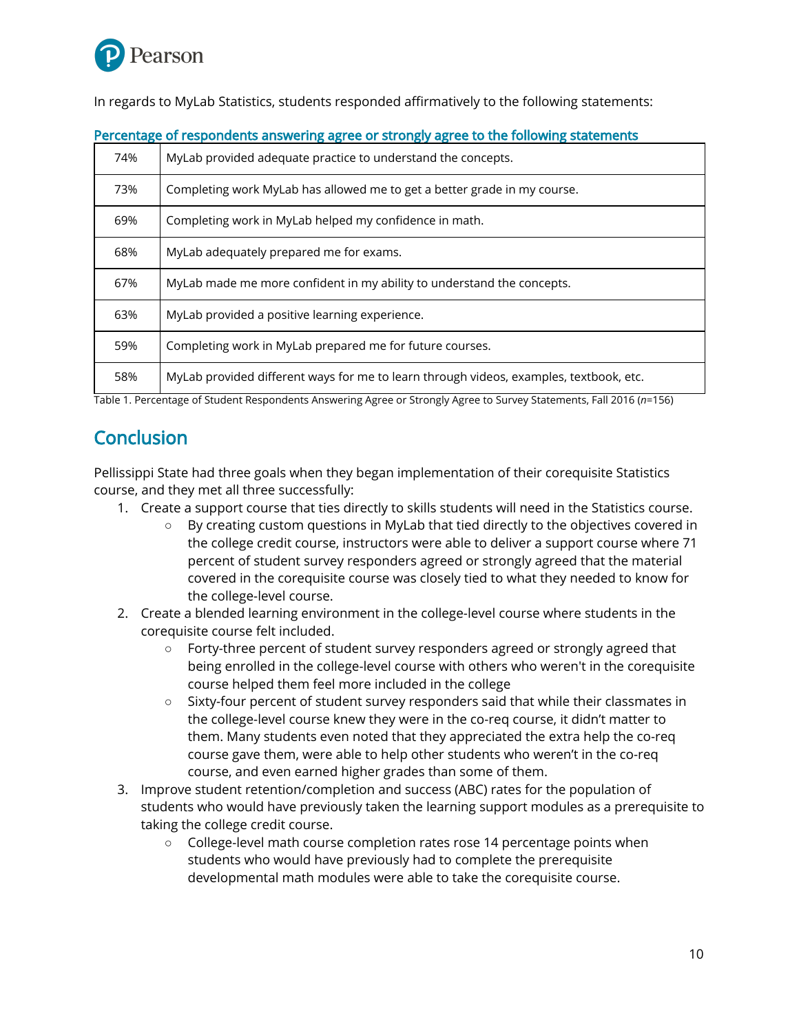In regards to MyLab Statistics, students responded affirmatively to the following statements:

Percentage of respondents answering agree or strongly agree to the following statements

| | |
|---|---|
| 74% | MyLab provided adequate practice to understand the concepts. |
| 73% | Completing work MyLab has allowed me to get a better grade in my course. |
| 69% | Completing work in MyLab helped my confidence in math. |
| 68% | MyLab adequately prepared me for exams. |
| 67% | MyLab made me more confident in my ability to understand the concepts. |
| 63% | MyLab provided a positive learning experience. |
| 59% | Completing work in MyLab prepared me for future courses. |
| 58% | MyLab provided different ways for me to learn through videos, examples, textbook, etc. |

Table 1. Percentage of Student Respondents Answering Agree or Strongly Agree to Survey Statements, Fall 2016 (*n*=156)

## Conclusion

Pellissippi State had three goals when they began implementation of their corequisite Statistics course, and they met all three successfully:

1. Create a support course that ties directly to skills students will need in the Statistics course.
   - By creating custom questions in MyLab that tied directly to the objectives covered in the college credit course, instructors were able to deliver a support course where 71 percent of student survey responders agreed or strongly agreed that the material covered in the corequisite course was closely tied to what they needed to know for the college-level course.
2. Create a blended learning environment in the college-level course where students in the corequisite course felt included.
   - Forty-three percent of student survey responders agreed or strongly agreed that being enrolled in the college-level course with others who weren't in the corequisite course helped them feel more included in the college
   - Sixty-four percent of student survey responders said that while their classmates in the college-level course knew they were in the co-req course, it didn't matter to them. Many students even noted that they appreciated the extra help the co-req course gave them, were able to help other students who weren't in the co-req course, and even earned higher grades than some of them.
3. Improve student retention/completion and success (ABC) rates for the population of students who would have previously taken the learning support modules as a prerequisite to taking the college credit course.
   - College-level math course completion rates rose 14 percentage points when students who would have previously had to complete the prerequisite developmental math modules were able to take the corequisite course.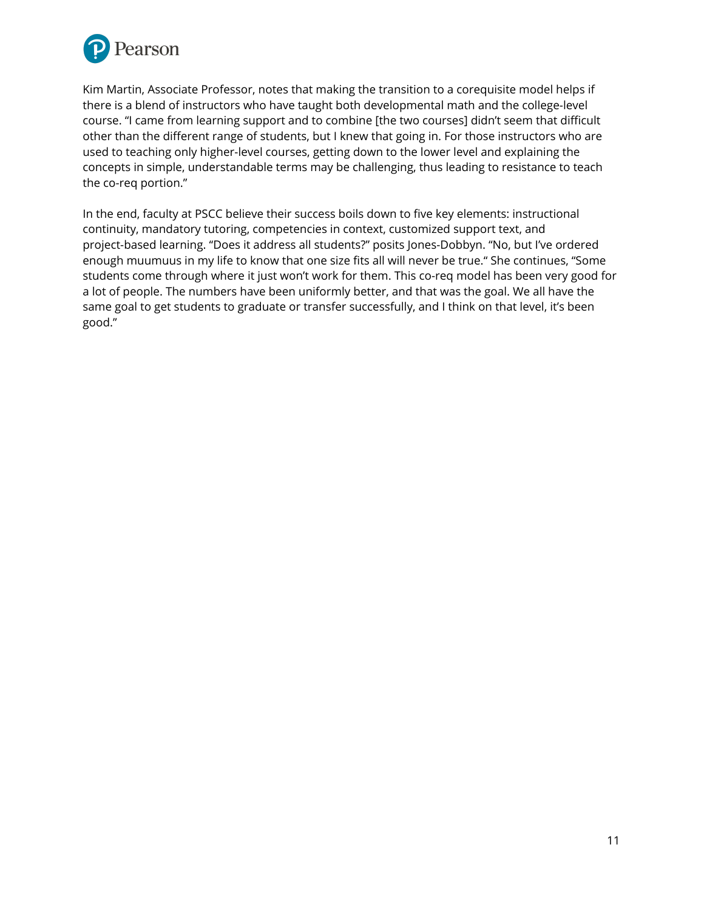Kim Martin, Associate Professor, notes that making the transition to a corequisite model helps if there is a blend of instructors who have taught both developmental math and the college-level course. "I came from learning support and to combine [the two courses] didn't seem that difficult other than the different range of students, but I knew that going in. For those instructors who are used to teaching only higher-level courses, getting down to the lower level and explaining the concepts in simple, understandable terms may be challenging, thus leading to resistance to teach the co-req portion."

In the end, faculty at PSCC believe their success boils down to five key elements: instructional continuity, mandatory tutoring, competencies in context, customized support text, and project-based learning. "Does it address all students?" posits Jones-Dobbyn. "No, but I've ordered enough muumuus in my life to know that one size fits all will never be true." She continues, "Some students come through where it just won't work for them. This co-req model has been very good for a lot of people. The numbers have been uniformly better, and that was the goal. We all have the same goal to get students to graduate or transfer successfully, and I think on that level, it's been good."